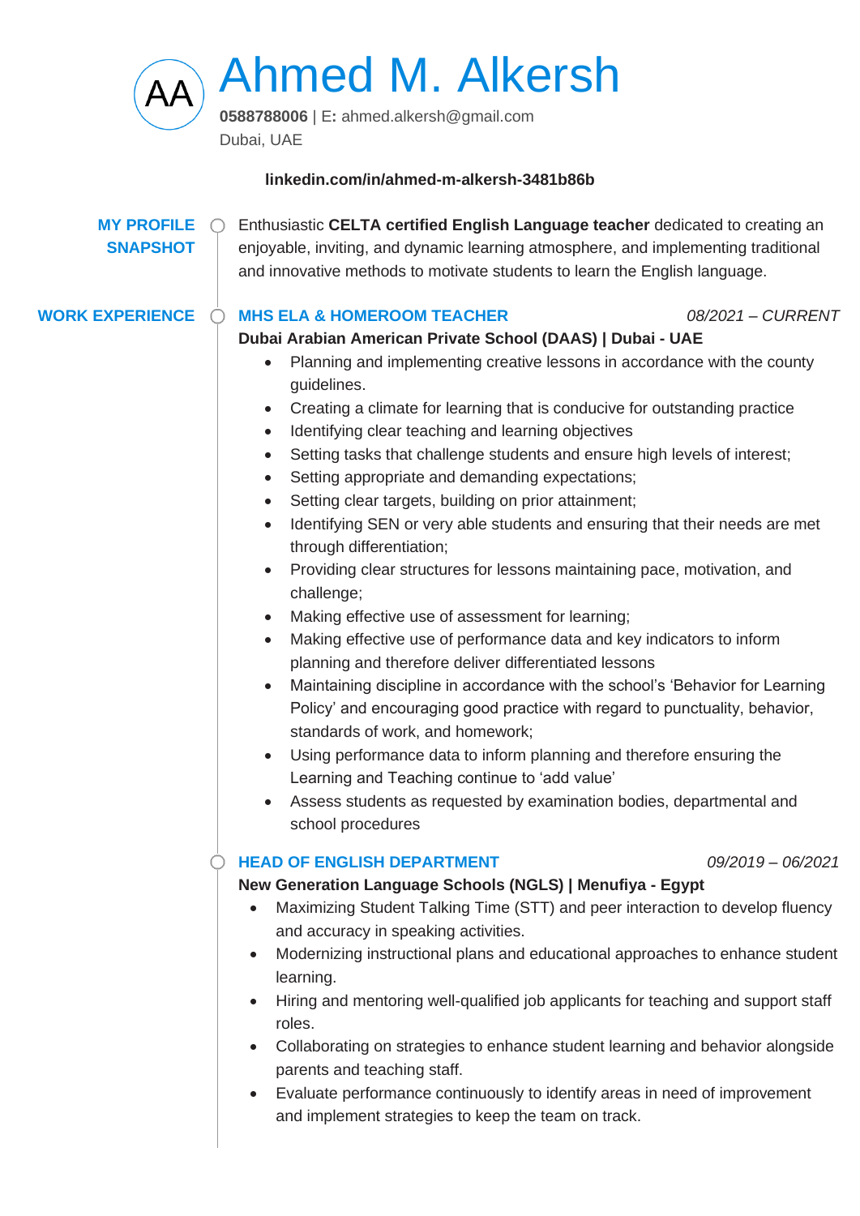# Ahmed M. Alkersh

**0588788006** | **E:** ahmed.alkersh@gmail.com
Dubai, UAE

**linkedin.com/in/ahmed-m-alkersh-3481b86b**

## MY PROFILE SNAPSHOT

Enthusiastic **CELTA certified English Language teacher** dedicated to creating an enjoyable, inviting, and dynamic learning atmosphere, and implementing traditional and innovative methods to motivate students to learn the English language.

## WORK EXPERIENCE

### MHS ELA & HOMEROOM TEACHER — *08/2021 – CURRENT*

**Dubai Arabian American Private School (DAAS) | Dubai - UAE**

- Planning and implementing creative lessons in accordance with the county guidelines.
- Creating a climate for learning that is conducive for outstanding practice
- Identifying clear teaching and learning objectives
- Setting tasks that challenge students and ensure high levels of interest;
- Setting appropriate and demanding expectations;
- Setting clear targets, building on prior attainment;
- Identifying SEN or very able students and ensuring that their needs are met through differentiation;
- Providing clear structures for lessons maintaining pace, motivation, and challenge;
- Making effective use of assessment for learning;
- Making effective use of performance data and key indicators to inform planning and therefore deliver differentiated lessons
- Maintaining discipline in accordance with the school's 'Behavior for Learning Policy' and encouraging good practice with regard to punctuality, behavior, standards of work, and homework;
- Using performance data to inform planning and therefore ensuring the Learning and Teaching continue to 'add value'
- Assess students as requested by examination bodies, departmental and school procedures

### HEAD OF ENGLISH DEPARTMENT — *09/2019 – 06/2021*

**New Generation Language Schools (NGLS) | Menufiya - Egypt**

- Maximizing Student Talking Time (STT) and peer interaction to develop fluency and accuracy in speaking activities.
- Modernizing instructional plans and educational approaches to enhance student learning.
- Hiring and mentoring well-qualified job applicants for teaching and support staff roles.
- Collaborating on strategies to enhance student learning and behavior alongside parents and teaching staff.
- Evaluate performance continuously to identify areas in need of improvement and implement strategies to keep the team on track.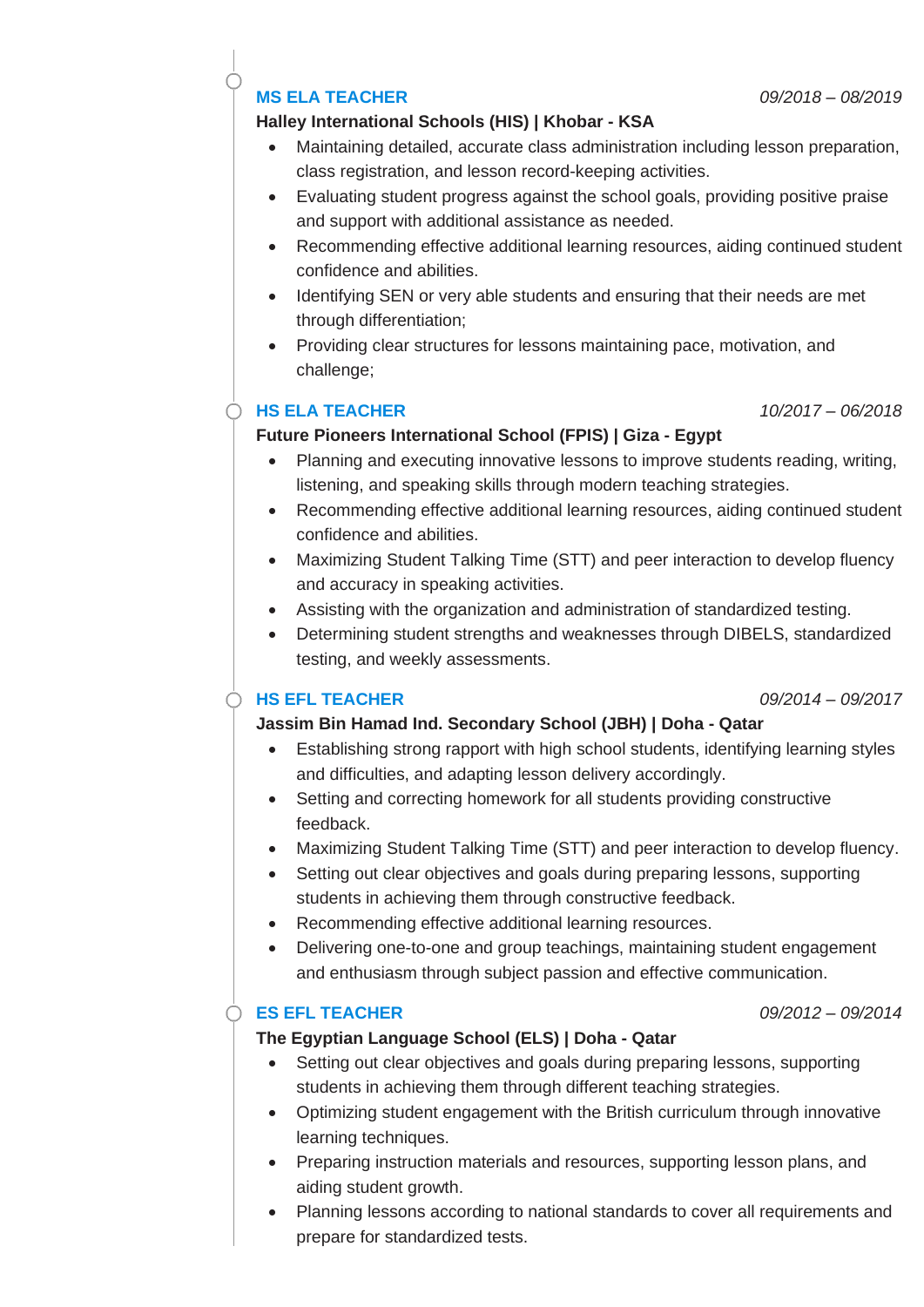### MS ELA TEACHER

*09/2018 – 08/2019*

**Halley International Schools (HIS) | Khobar - KSA**

- Maintaining detailed, accurate class administration including lesson preparation, class registration, and lesson record-keeping activities.
- Evaluating student progress against the school goals, providing positive praise and support with additional assistance as needed.
- Recommending effective additional learning resources, aiding continued student confidence and abilities.
- Identifying SEN or very able students and ensuring that their needs are met through differentiation;
- Providing clear structures for lessons maintaining pace, motivation, and challenge;

### HS ELA TEACHER

*10/2017 – 06/2018*

**Future Pioneers International School (FPIS) | Giza - Egypt**

- Planning and executing innovative lessons to improve students reading, writing, listening, and speaking skills through modern teaching strategies.
- Recommending effective additional learning resources, aiding continued student confidence and abilities.
- Maximizing Student Talking Time (STT) and peer interaction to develop fluency and accuracy in speaking activities.
- Assisting with the organization and administration of standardized testing.
- Determining student strengths and weaknesses through DIBELS, standardized testing, and weekly assessments.

### HS EFL TEACHER

*09/2014 – 09/2017*

**Jassim Bin Hamad Ind. Secondary School (JBH) | Doha - Qatar**

- Establishing strong rapport with high school students, identifying learning styles and difficulties, and adapting lesson delivery accordingly.
- Setting and correcting homework for all students providing constructive feedback.
- Maximizing Student Talking Time (STT) and peer interaction to develop fluency.
- Setting out clear objectives and goals during preparing lessons, supporting students in achieving them through constructive feedback.
- Recommending effective additional learning resources.
- Delivering one-to-one and group teachings, maintaining student engagement and enthusiasm through subject passion and effective communication.

### ES EFL TEACHER

*09/2012 – 09/2014*

**The Egyptian Language School (ELS) | Doha - Qatar**

- Setting out clear objectives and goals during preparing lessons, supporting students in achieving them through different teaching strategies.
- Optimizing student engagement with the British curriculum through innovative learning techniques.
- Preparing instruction materials and resources, supporting lesson plans, and aiding student growth.
- Planning lessons according to national standards to cover all requirements and prepare for standardized tests.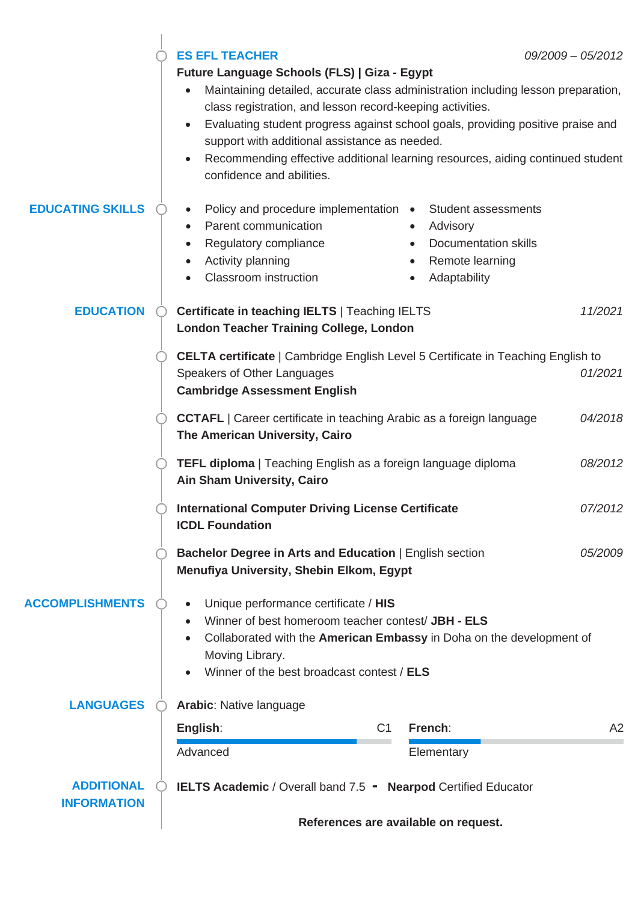### ES EFL TEACHER

*09/2009 – 05/2012*

**Future Language Schools (FLS) | Giza - Egypt**

- Maintaining detailed, accurate class administration including lesson preparation, class registration, and lesson record-keeping activities.
- Evaluating student progress against school goals, providing positive praise and support with additional assistance as needed.
- Recommending effective additional learning resources, aiding continued student confidence and abilities.

## EDUCATING SKILLS

- Policy and procedure implementation
- Parent communication
- Regulatory compliance
- Activity planning
- Classroom instruction
- Student assessments
- Advisory
- Documentation skills
- Remote learning
- Adaptability

## EDUCATION

**Certificate in teaching IELTS** | Teaching IELTS — *11/2021*
**London Teacher Training College, London**

**CELTA certificate** | Cambridge English Level 5 Certificate in Teaching English to Speakers of Other Languages — *01/2021*
**Cambridge Assessment English**

**CCTAFL** | Career certificate in teaching Arabic as a foreign language — *04/2018*
**The American University, Cairo**

**TEFL diploma** | Teaching English as a foreign language diploma — *08/2012*
**Ain Sham University, Cairo**

**International Computer Driving License Certificate** — *07/2012*
**ICDL Foundation**

**Bachelor Degree in Arts and Education** | English section — *05/2009*
**Menufiya University, Shebin Elkom, Egypt**

## ACCOMPLISHMENTS

- Unique performance certificate / **HIS**
- Winner of best homeroom teacher contest/ **JBH - ELS**
- Collaborated with the **American Embassy** in Doha on the development of Moving Library.
- Winner of the best broadcast contest / **ELS**

## LANGUAGES

**Arabic**: Native language

**English**: C1
Advanced

**French**: A2
Elementary

## ADDITIONAL INFORMATION

**IELTS Academic** / Overall band 7.5 **-** **Nearpod** Certified Educator

**References are available on request.**